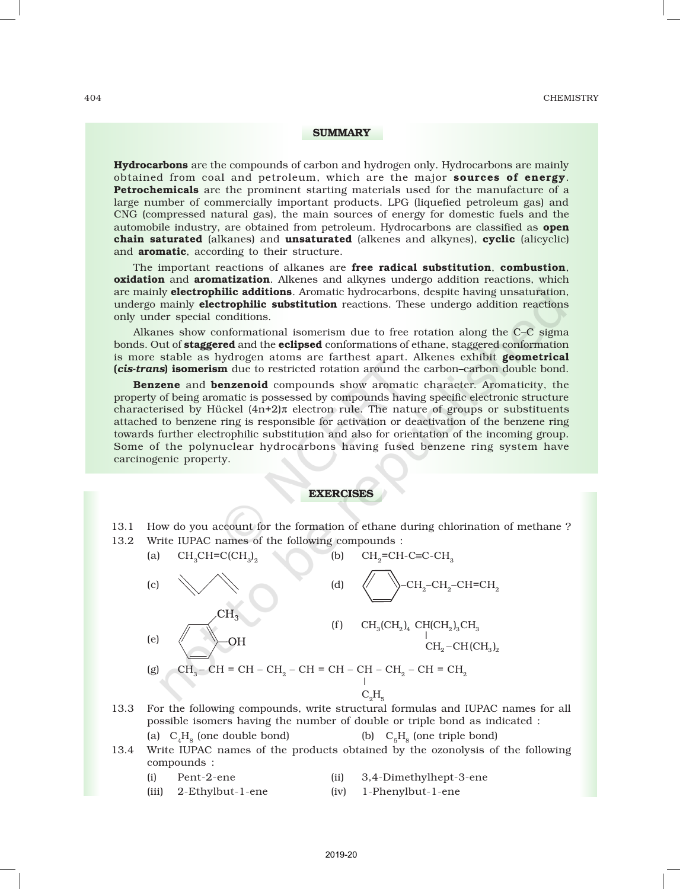## SUMMARY

**Hydrocarbons** are the compounds of carbon and hydrogen only. Hydrocarbons are mainly obtained from coal and petroleum, which are the major **sources of energy**. **Petrochemicals** are the prominent starting materials used for the manufacture of a large number of commercially important products. LPG (liquefied petroleum gas) and CNG (compressed natural gas), the main sources of energy for domestic fuels and the automobile industry, are obtained from petroleum. Hydrocarbons are classified as **open chain saturated** (alkanes) and **unsaturated** (alkenes and alkynes), **cyclic** (alicyclic) and **aromatic**, according to their structure.

The important reactions of alkanes are **free radical substitution**, **combustion**, **oxidation** and **aromatization**. Alkenes and alkynes undergo addition reactions, which are mainly **electrophilic additions**. Aromatic hydrocarbons, despite having unsaturation, undergo mainly **electrophilic substitution** reactions. These undergo addition reactions only under special conditions.

Alkanes show conformational isomerism due to free rotation along the C–C sigma bonds. Out of **staggered** and the **eclipsed** conformations of ethane, staggered conformation is more stable as hydrogen atoms are farthest apart. Alkenes exhibit **geometrical (*cis-trans*) isomerism** due to restricted rotation around the carbon–carbon double bond.

**Benzene** and **benzenoid** compounds show aromatic character. Aromaticity, the property of being aromatic is possessed by compounds having specific electronic structure characterised by Hückel $(4n+2)\pi$ electron rule. The nature of groups or substituents attached to benzene ring is responsible for activation or deactivation of the benzene ring towards further electrophilic substitution and also for orientation of the incoming group. Some of the polynuclear hydrocarbons having fused benzene ring system have carcinogenic property.

## EXERCISES

13.1 How do you account for the formation of ethane during chlorination of methane ?

13.2 Write IUPAC names of the following compounds :

(a) $CH_3CH=C(CH_3)_2$

(b) $CH_2=CH-C\equiv C-CH_3$

(c) (bond-line structure of a diene)

(d) $C_6H_5–CH_2–CH_2–CH=CH_2$

(e) (benzene ring with $CH_3$ and $–OH$ on adjacent carbons)

(f) $CH_3(CH_2)_4\,CH(CH_2)_3CH_3$ with $CH_2–CH(CH_3)_2$ attached to the CH

(g) $CH_3 – CH = CH – CH_2 – CH = CH – CH – CH_2 – CH = CH_2$ with $C_2H_5$ attached to the CH

13.3 For the following compounds, write structural formulas and IUPAC names for all possible isomers having the number of double or triple bond as indicated :

(a) $C_4H_8$ (one double bond)

(b) $C_5H_8$ (one triple bond)

13.4 Write IUPAC names of the products obtained by the ozonolysis of the following compounds :

(i) Pent-2-ene

(ii) 3,4-Dimethylhept-3-ene

(iii) 2-Ethylbut-1-ene

(iv) 1-Phenylbut-1-ene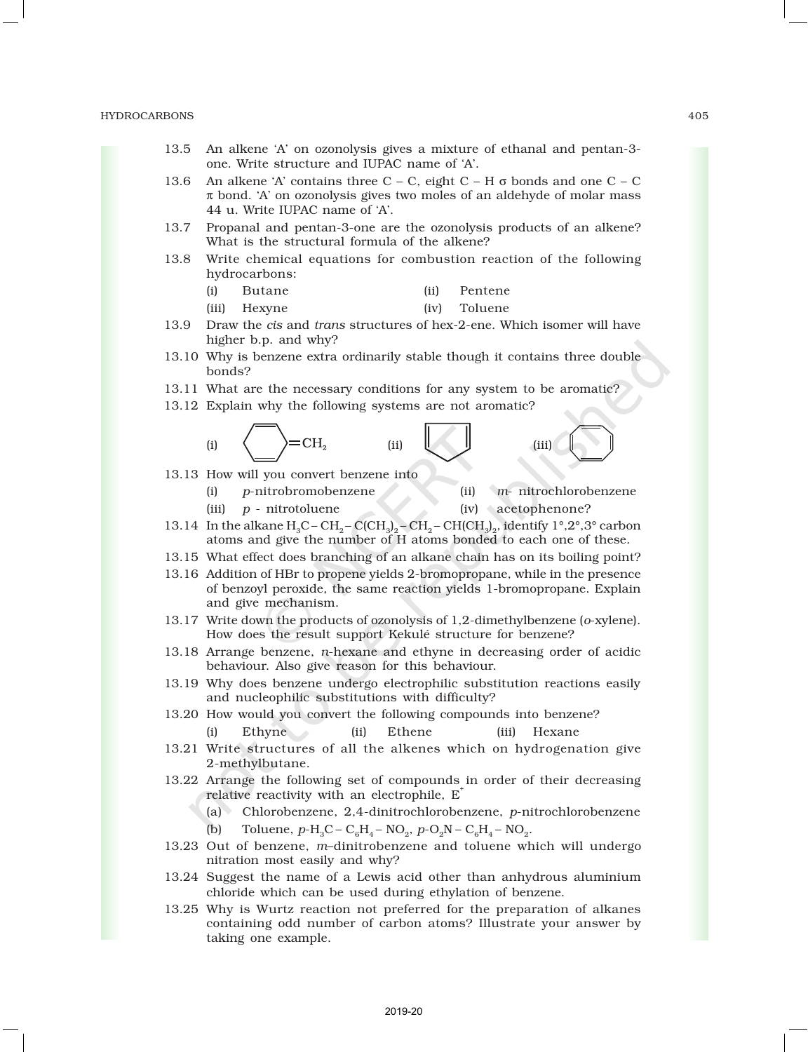13.5 An alkene 'A' on ozonolysis gives a mixture of ethanal and pentan-3-one. Write structure and IUPAC name of 'A'.

13.6 An alkene 'A' contains three C – C, eight C – H σ bonds and one C – C π bond. 'A' on ozonolysis gives two moles of an aldehyde of molar mass 44 u. Write IUPAC name of 'A'.

13.7 Propanal and pentan-3-one are the ozonolysis products of an alkene? What is the structural formula of the alkene?

13.8 Write chemical equations for combustion reaction of the following hydrocarbons:

(i) Butane (ii) Pentene

(iii) Hexyne (iv) Toluene

13.9 Draw the *cis* and *trans* structures of hex-2-ene. Which isomer will have higher b.p. and why?

13.10 Why is benzene extra ordinarily stable though it contains three double bonds?

13.11 What are the necessary conditions for any system to be aromatic?

13.12 Explain why the following systems are not aromatic?

(i) $=CH_2$ (ii) (iii)

13.13 How will you convert benzene into

(i) *p*-nitrobromobenzene (ii) *m*- nitrochlorobenzene

(iii) *p* - nitrotoluene (iv) acetophenone?

13.14 In the alkane $H_3C – CH_2 – C(CH_3)_2 – CH_2 – CH(CH_3)_2$, identify 1°,2°,3° carbon atoms and give the number of H atoms bonded to each one of these.

13.15 What effect does branching of an alkane chain has on its boiling point?

13.16 Addition of HBr to propene yields 2-bromopropane, while in the presence of benzoyl peroxide, the same reaction yields 1-bromopropane. Explain and give mechanism.

13.17 Write down the products of ozonolysis of 1,2-dimethylbenzene (*o*-xylene). How does the result support Kekulé structure for benzene?

13.18 Arrange benzene, *n*-hexane and ethyne in decreasing order of acidic behaviour. Also give reason for this behaviour.

13.19 Why does benzene undergo electrophilic substitution reactions easily and nucleophilic substitutions with difficulty?

13.20 How would you convert the following compounds into benzene?

(i) Ethyne (ii) Ethene (iii) Hexane

13.21 Write structures of all the alkenes which on hydrogenation give 2-methylbutane.

13.22 Arrange the following set of compounds in order of their decreasing relative reactivity with an electrophile, $E^+$

(a) Chlorobenzene, 2,4-dinitrochlorobenzene, *p*-nitrochlorobenzene

(b) Toluene, *p*-$H_3C – C_6H_4 – NO_2$, *p*-$O_2N – C_6H_4 – NO_2$.

13.23 Out of benzene, *m*–dinitrobenzene and toluene which will undergo nitration most easily and why?

13.24 Suggest the name of a Lewis acid other than anhydrous aluminium chloride which can be used during ethylation of benzene.

13.25 Why is Wurtz reaction not preferred for the preparation of alkanes containing odd number of carbon atoms? Illustrate your answer by taking one example.